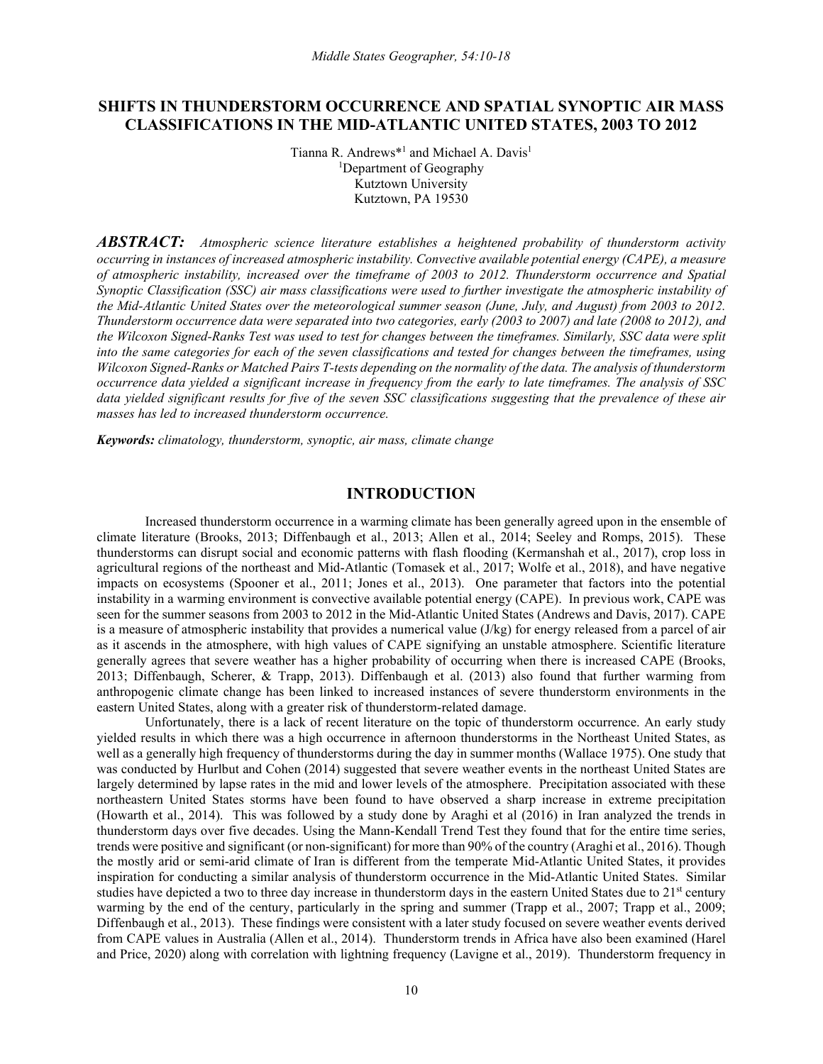# SHIFTS IN THUNDERSTORM OCCURRENCE AND SPATIAL SYNOPTIC AIR MASS CLASSIFICATIONS IN THE MID-ATLANTIC UNITED STATES, 2003 TO 2012

Tianna R. Andrews*[1] and Michael A. Davis[1]
[1]Department of Geography
Kutztown University
Kutztown, PA 19530

***ABSTRACT:*** *Atmospheric science literature establishes a heightened probability of thunderstorm activity occurring in instances of increased atmospheric instability. Convective available potential energy (CAPE), a measure of atmospheric instability, increased over the timeframe of 2003 to 2012. Thunderstorm occurrence and Spatial Synoptic Classification (SSC) air mass classifications were used to further investigate the atmospheric instability of the Mid-Atlantic United States over the meteorological summer season (June, July, and August) from 2003 to 2012. Thunderstorm occurrence data were separated into two categories, early (2003 to 2007) and late (2008 to 2012), and the Wilcoxon Signed-Ranks Test was used to test for changes between the timeframes. Similarly, SSC data were split into the same categories for each of the seven classifications and tested for changes between the timeframes, using Wilcoxon Signed-Ranks or Matched Pairs T-tests depending on the normality of the data. The analysis of thunderstorm occurrence data yielded a significant increase in frequency from the early to late timeframes. The analysis of SSC data yielded significant results for five of the seven SSC classifications suggesting that the prevalence of these air masses has led to increased thunderstorm occurrence.*

***Keywords:*** *climatology, thunderstorm, synoptic, air mass, climate change*

## INTRODUCTION

Increased thunderstorm occurrence in a warming climate has been generally agreed upon in the ensemble of climate literature (Brooks, 2013; Diffenbaugh et al., 2013; Allen et al., 2014; Seeley and Romps, 2015). These thunderstorms can disrupt social and economic patterns with flash flooding (Kermanshah et al., 2017), crop loss in agricultural regions of the northeast and Mid-Atlantic (Tomasek et al., 2017; Wolfe et al., 2018), and have negative impacts on ecosystems (Spooner et al., 2011; Jones et al., 2013). One parameter that factors into the potential instability in a warming environment is convective available potential energy (CAPE). In previous work, CAPE was seen for the summer seasons from 2003 to 2012 in the Mid-Atlantic United States (Andrews and Davis, 2017). CAPE is a measure of atmospheric instability that provides a numerical value (J/kg) for energy released from a parcel of air as it ascends in the atmosphere, with high values of CAPE signifying an unstable atmosphere. Scientific literature generally agrees that severe weather has a higher probability of occurring when there is increased CAPE (Brooks, 2013; Diffenbaugh, Scherer, & Trapp, 2013). Diffenbaugh et al. (2013) also found that further warming from anthropogenic climate change has been linked to increased instances of severe thunderstorm environments in the eastern United States, along with a greater risk of thunderstorm-related damage.

Unfortunately, there is a lack of recent literature on the topic of thunderstorm occurrence. An early study yielded results in which there was a high occurrence in afternoon thunderstorms in the Northeast United States, as well as a generally high frequency of thunderstorms during the day in summer months (Wallace 1975). One study that was conducted by Hurlbut and Cohen (2014) suggested that severe weather events in the northeast United States are largely determined by lapse rates in the mid and lower levels of the atmosphere. Precipitation associated with these northeastern United States storms have been found to have observed a sharp increase in extreme precipitation (Howarth et al., 2014). This was followed by a study done by Araghi et al (2016) in Iran analyzed the trends in thunderstorm days over five decades. Using the Mann-Kendall Trend Test they found that for the entire time series, trends were positive and significant (or non-significant) for more than 90% of the country (Araghi et al., 2016). Though the mostly arid or semi-arid climate of Iran is different from the temperate Mid-Atlantic United States, it provides inspiration for conducting a similar analysis of thunderstorm occurrence in the Mid-Atlantic United States. Similar studies have depicted a two to three day increase in thunderstorm days in the eastern United States due to 21st century warming by the end of the century, particularly in the spring and summer (Trapp et al., 2007; Trapp et al., 2009; Diffenbaugh et al., 2013). These findings were consistent with a later study focused on severe weather events derived from CAPE values in Australia (Allen et al., 2014). Thunderstorm trends in Africa have also been examined (Harel and Price, 2020) along with correlation with lightning frequency (Lavigne et al., 2019). Thunderstorm frequency in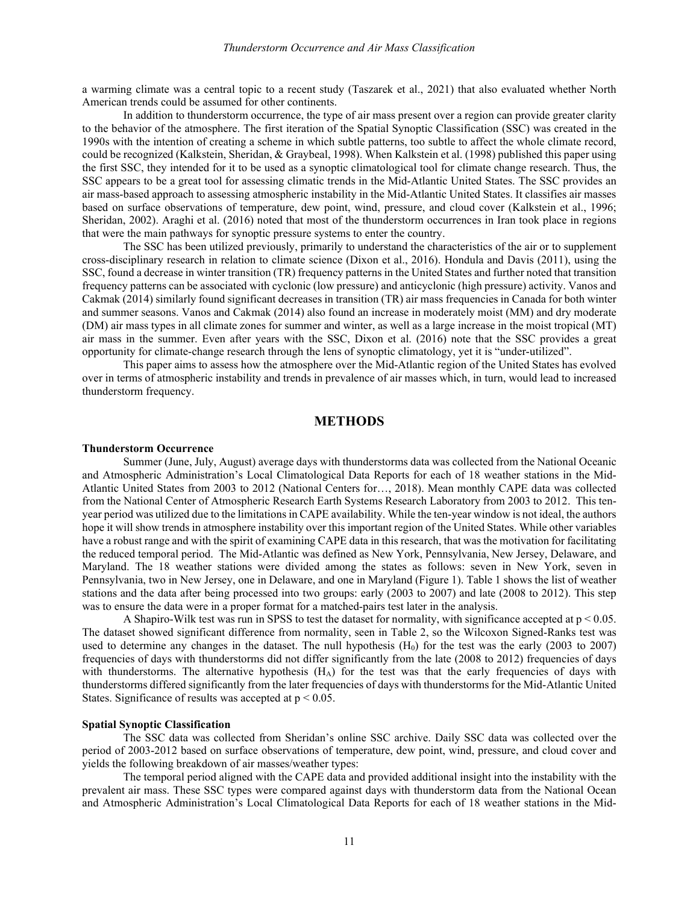a warming climate was a central topic to a recent study (Taszarek et al., 2021) that also evaluated whether North American trends could be assumed for other continents.

In addition to thunderstorm occurrence, the type of air mass present over a region can provide greater clarity to the behavior of the atmosphere. The first iteration of the Spatial Synoptic Classification (SSC) was created in the 1990s with the intention of creating a scheme in which subtle patterns, too subtle to affect the whole climate record, could be recognized (Kalkstein, Sheridan, & Graybeal, 1998). When Kalkstein et al. (1998) published this paper using the first SSC, they intended for it to be used as a synoptic climatological tool for climate change research. Thus, the SSC appears to be a great tool for assessing climatic trends in the Mid-Atlantic United States. The SSC provides an air mass-based approach to assessing atmospheric instability in the Mid-Atlantic United States. It classifies air masses based on surface observations of temperature, dew point, wind, pressure, and cloud cover (Kalkstein et al., 1996; Sheridan, 2002). Araghi et al. (2016) noted that most of the thunderstorm occurrences in Iran took place in regions that were the main pathways for synoptic pressure systems to enter the country.

The SSC has been utilized previously, primarily to understand the characteristics of the air or to supplement cross-disciplinary research in relation to climate science (Dixon et al., 2016). Hondula and Davis (2011), using the SSC, found a decrease in winter transition (TR) frequency patterns in the United States and further noted that transition frequency patterns can be associated with cyclonic (low pressure) and anticyclonic (high pressure) activity. Vanos and Cakmak (2014) similarly found significant decreases in transition (TR) air mass frequencies in Canada for both winter and summer seasons. Vanos and Cakmak (2014) also found an increase in moderately moist (MM) and dry moderate (DM) air mass types in all climate zones for summer and winter, as well as a large increase in the moist tropical (MT) air mass in the summer. Even after years with the SSC, Dixon et al. (2016) note that the SSC provides a great opportunity for climate-change research through the lens of synoptic climatology, yet it is "under-utilized".

This paper aims to assess how the atmosphere over the Mid-Atlantic region of the United States has evolved over in terms of atmospheric instability and trends in prevalence of air masses which, in turn, would lead to increased thunderstorm frequency.

## METHODS

### Thunderstorm Occurrence

Summer (June, July, August) average days with thunderstorms data was collected from the National Oceanic and Atmospheric Administration's Local Climatological Data Reports for each of 18 weather stations in the Mid-Atlantic United States from 2003 to 2012 (National Centers for…, 2018). Mean monthly CAPE data was collected from the National Center of Atmospheric Research Earth Systems Research Laboratory from 2003 to 2012. This ten-year period was utilized due to the limitations in CAPE availability. While the ten-year window is not ideal, the authors hope it will show trends in atmosphere instability over this important region of the United States. While other variables have a robust range and with the spirit of examining CAPE data in this research, that was the motivation for facilitating the reduced temporal period. The Mid-Atlantic was defined as New York, Pennsylvania, New Jersey, Delaware, and Maryland. The 18 weather stations were divided among the states as follows: seven in New York, seven in Pennsylvania, two in New Jersey, one in Delaware, and one in Maryland (Figure 1). Table 1 shows the list of weather stations and the data after being processed into two groups: early (2003 to 2007) and late (2008 to 2012). This step was to ensure the data were in a proper format for a matched-pairs test later in the analysis.

A Shapiro-Wilk test was run in SPSS to test the dataset for normality, with significance accepted at $p < 0.05$. The dataset showed significant difference from normality, seen in Table 2, so the Wilcoxon Signed-Ranks test was used to determine any changes in the dataset. The null hypothesis ($H_0$) for the test was the early (2003 to 2007) frequencies of days with thunderstorms did not differ significantly from the late (2008 to 2012) frequencies of days with thunderstorms. The alternative hypothesis ($H_A$) for the test was that the early frequencies of days with thunderstorms differed significantly from the later frequencies of days with thunderstorms for the Mid-Atlantic United States. Significance of results was accepted at $p < 0.05$.

### Spatial Synoptic Classification

The SSC data was collected from Sheridan's online SSC archive. Daily SSC data was collected over the period of 2003-2012 based on surface observations of temperature, dew point, wind, pressure, and cloud cover and yields the following breakdown of air masses/weather types:

The temporal period aligned with the CAPE data and provided additional insight into the instability with the prevalent air mass. These SSC types were compared against days with thunderstorm data from the National Ocean and Atmospheric Administration's Local Climatological Data Reports for each of 18 weather stations in the Mid-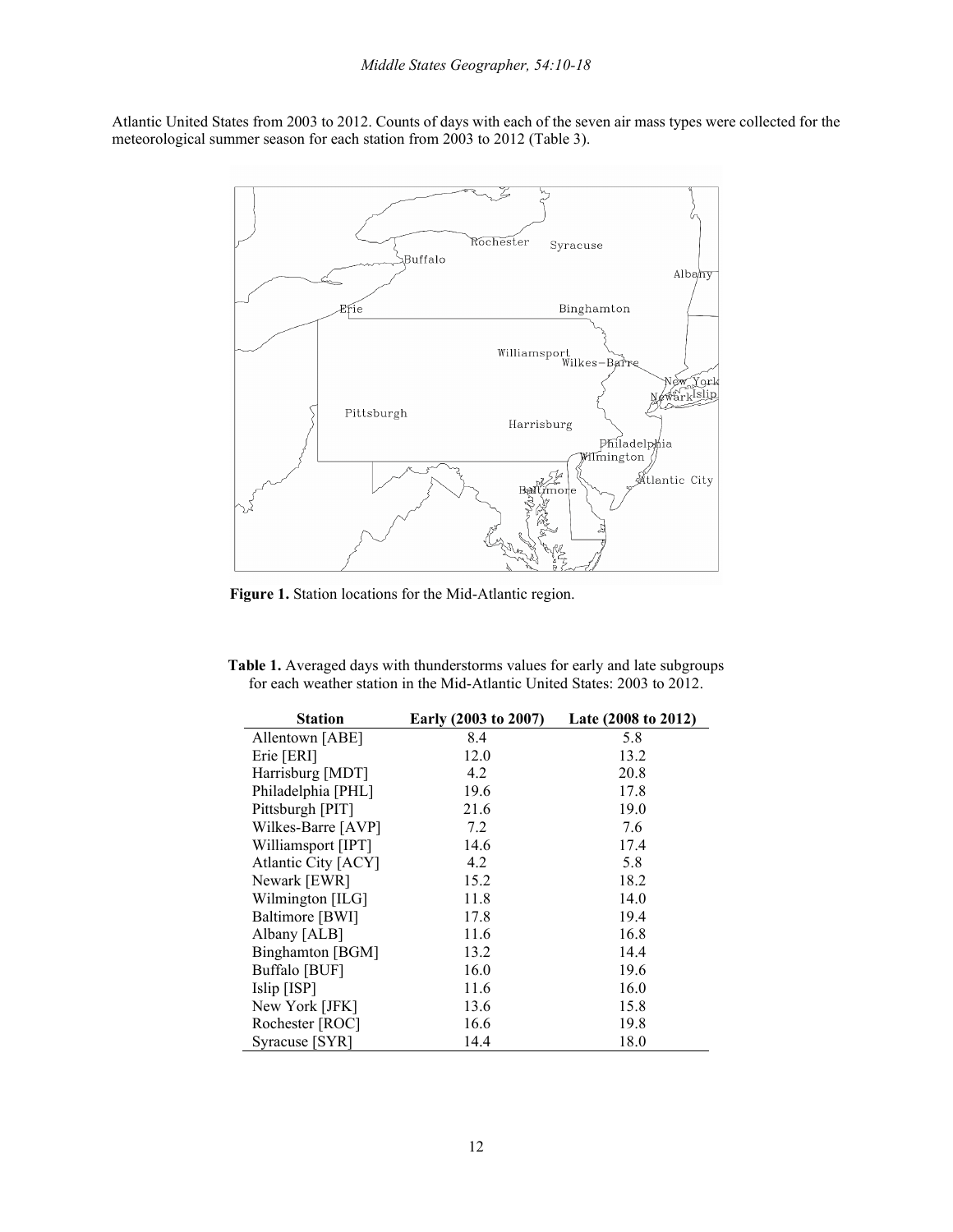Atlantic United States from 2003 to 2012. Counts of days with each of the seven air mass types were collected for the meteorological summer season for each station from 2003 to 2012 (Table 3).

**Figure 1.** Station locations for the Mid-Atlantic region.

**Table 1.** Averaged days with thunderstorms values for early and late subgroups for each weather station in the Mid-Atlantic United States: 2003 to 2012.

| Station | Early (2003 to 2007) | Late (2008 to 2012) |
|---|---|---|
| Allentown [ABE] | 8.4 | 5.8 |
| Erie [ERI] | 12.0 | 13.2 |
| Harrisburg [MDT] | 4.2 | 20.8 |
| Philadelphia [PHL] | 19.6 | 17.8 |
| Pittsburgh [PIT] | 21.6 | 19.0 |
| Wilkes-Barre [AVP] | 7.2 | 7.6 |
| Williamsport [IPT] | 14.6 | 17.4 |
| Atlantic City [ACY] | 4.2 | 5.8 |
| Newark [EWR] | 15.2 | 18.2 |
| Wilmington [ILG] | 11.8 | 14.0 |
| Baltimore [BWI] | 17.8 | 19.4 |
| Albany [ALB] | 11.6 | 16.8 |
| Binghamton [BGM] | 13.2 | 14.4 |
| Buffalo [BUF] | 16.0 | 19.6 |
| Islip [ISP] | 11.6 | 16.0 |
| New York [JFK] | 13.6 | 15.8 |
| Rochester [ROC] | 16.6 | 19.8 |
| Syracuse [SYR] | 14.4 | 18.0 |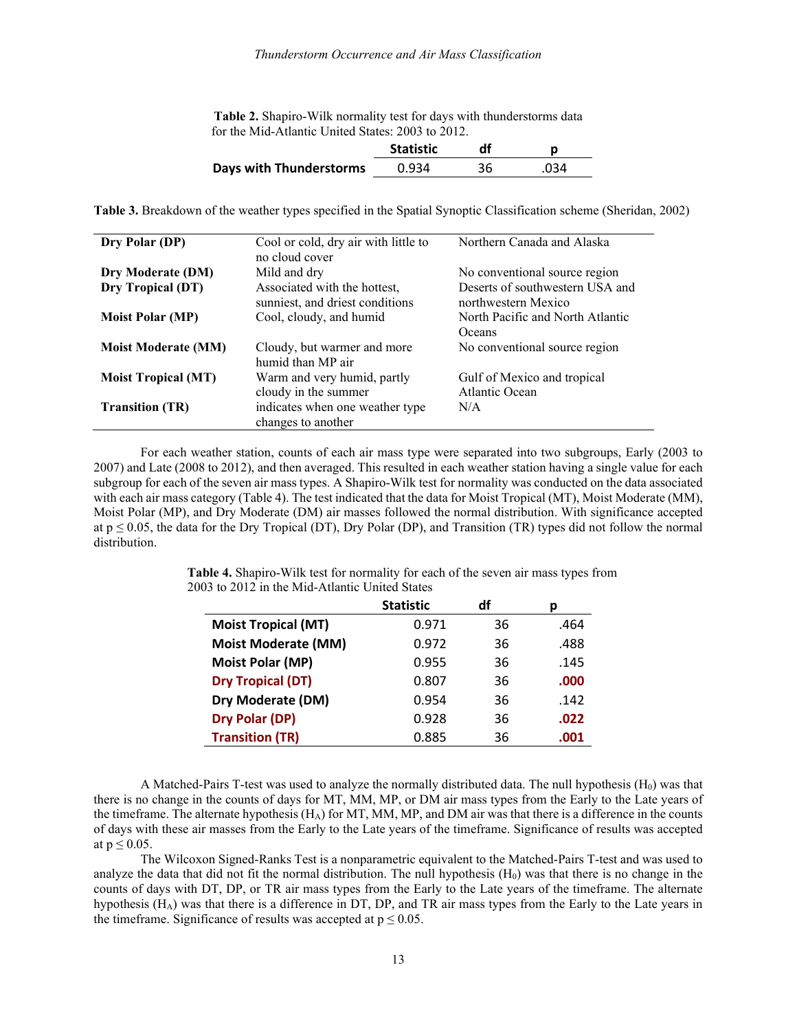**Table 2.** Shapiro-Wilk normality test for days with thunderstorms data for the Mid-Atlantic United States: 2003 to 2012.

| | Statistic | df | p |
|---|---|---|---|
| **Days with Thunderstorms** | 0.934 | 36 | .034 |

**Table 3.** Breakdown of the weather types specified in the Spatial Synoptic Classification scheme (Sheridan, 2002)

| | | |
|---|---|---|
| **Dry Polar (DP)** | Cool or cold, dry air with little to no cloud cover | Northern Canada and Alaska |
| **Dry Moderate (DM)** | Mild and dry | No conventional source region |
| **Dry Tropical (DT)** | Associated with the hottest, sunniest, and driest conditions | Deserts of southwestern USA and northwestern Mexico |
| **Moist Polar (MP)** | Cool, cloudy, and humid | North Pacific and North Atlantic Oceans |
| **Moist Moderate (MM)** | Cloudy, but warmer and more humid than MP air | No conventional source region |
| **Moist Tropical (MT)** | Warm and very humid, partly cloudy in the summer | Gulf of Mexico and tropical Atlantic Ocean |
| **Transition (TR)** | indicates when one weather type changes to another | N/A |

For each weather station, counts of each air mass type were separated into two subgroups, Early (2003 to 2007) and Late (2008 to 2012), and then averaged. This resulted in each weather station having a single value for each subgroup for each of the seven air mass types. A Shapiro-Wilk test for normality was conducted on the data associated with each air mass category (Table 4). The test indicated that the data for Moist Tropical (MT), Moist Moderate (MM), Moist Polar (MP), and Dry Moderate (DM) air masses followed the normal distribution. With significance accepted at $p \leq 0.05$, the data for the Dry Tropical (DT), Dry Polar (DP), and Transition (TR) types did not follow the normal distribution.

**Table 4.** Shapiro-Wilk test for normality for each of the seven air mass types from 2003 to 2012 in the Mid-Atlantic United States

| | Statistic | df | p |
|---|---|---|---|
| **Moist Tropical (MT)** | 0.971 | 36 | .464 |
| **Moist Moderate (MM)** | 0.972 | 36 | .488 |
| **Moist Polar (MP)** | 0.955 | 36 | .145 |
| **Dry Tropical (DT)** | 0.807 | 36 | **.000** |
| **Dry Moderate (DM)** | 0.954 | 36 | .142 |
| **Dry Polar (DP)** | 0.928 | 36 | **.022** |
| **Transition (TR)** | 0.885 | 36 | **.001** |

A Matched-Pairs T-test was used to analyze the normally distributed data. The null hypothesis ($H_0$) was that there is no change in the counts of days for MT, MM, MP, or DM air mass types from the Early to the Late years of the timeframe. The alternate hypothesis ($H_A$) for MT, MM, MP, and DM air was that there is a difference in the counts of days with these air masses from the Early to the Late years of the timeframe. Significance of results was accepted at $p \leq 0.05$.

The Wilcoxon Signed-Ranks Test is a nonparametric equivalent to the Matched-Pairs T-test and was used to analyze the data that did not fit the normal distribution. The null hypothesis ($H_0$) was that there is no change in the counts of days with DT, DP, or TR air mass types from the Early to the Late years of the timeframe. The alternate hypothesis ($H_A$) was that there is a difference in DT, DP, and TR air mass types from the Early to the Late years in the timeframe. Significance of results was accepted at $p \leq 0.05$.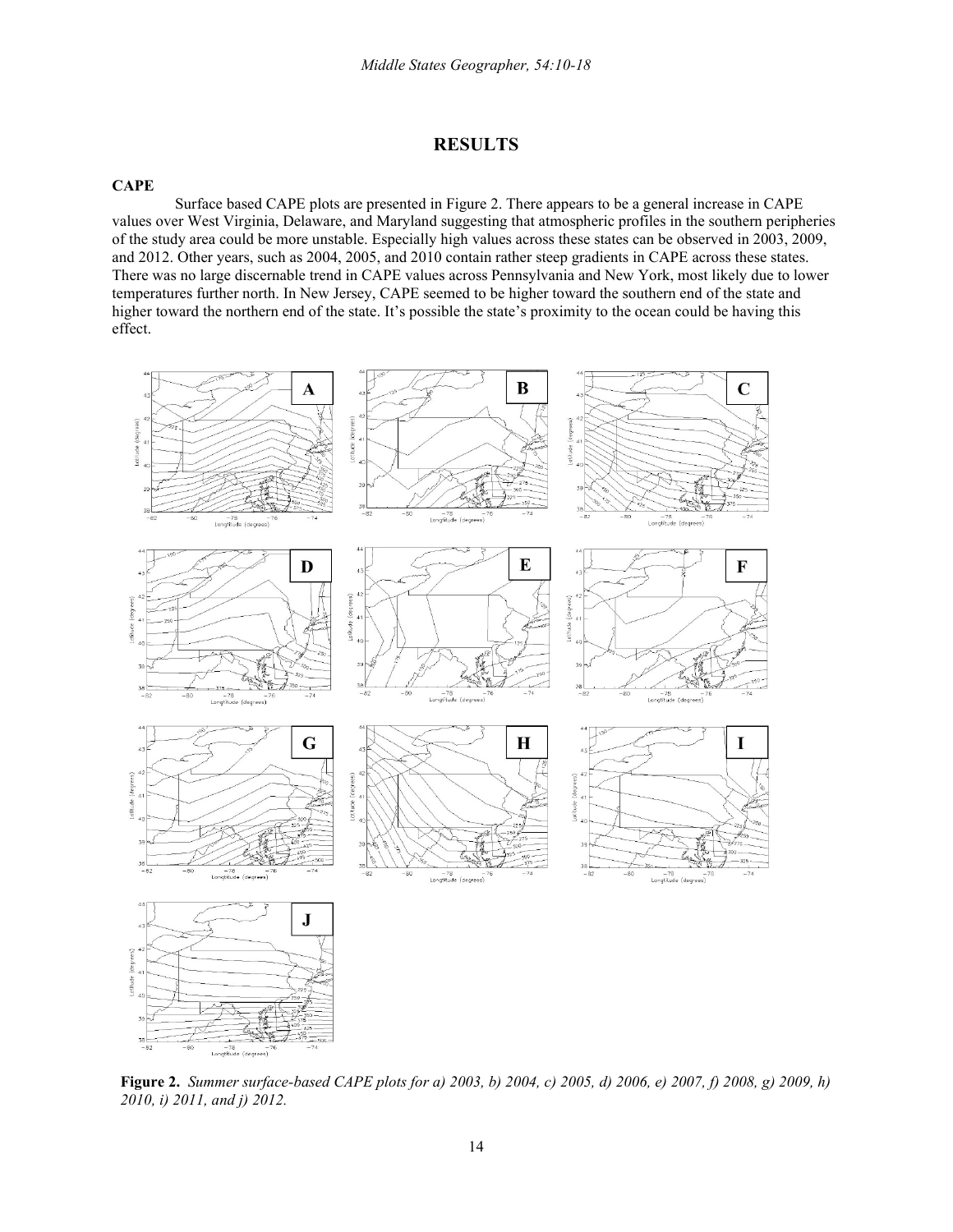## RESULTS

### CAPE

Surface based CAPE plots are presented in Figure 2. There appears to be a general increase in CAPE values over West Virginia, Delaware, and Maryland suggesting that atmospheric profiles in the southern peripheries of the study area could be more unstable. Especially high values across these states can be observed in 2003, 2009, and 2012. Other years, such as 2004, 2005, and 2010 contain rather steep gradients in CAPE across these states. There was no large discernable trend in CAPE values across Pennsylvania and New York, most likely due to lower temperatures further north. In New Jersey, CAPE seemed to be higher toward the southern end of the state and higher toward the northern end of the state. It's possible the state's proximity to the ocean could be having this effect.

**Figure 2.** *Summer surface-based CAPE plots for a) 2003, b) 2004, c) 2005, d) 2006, e) 2007, f) 2008, g) 2009, h) 2010, i) 2011, and j) 2012.*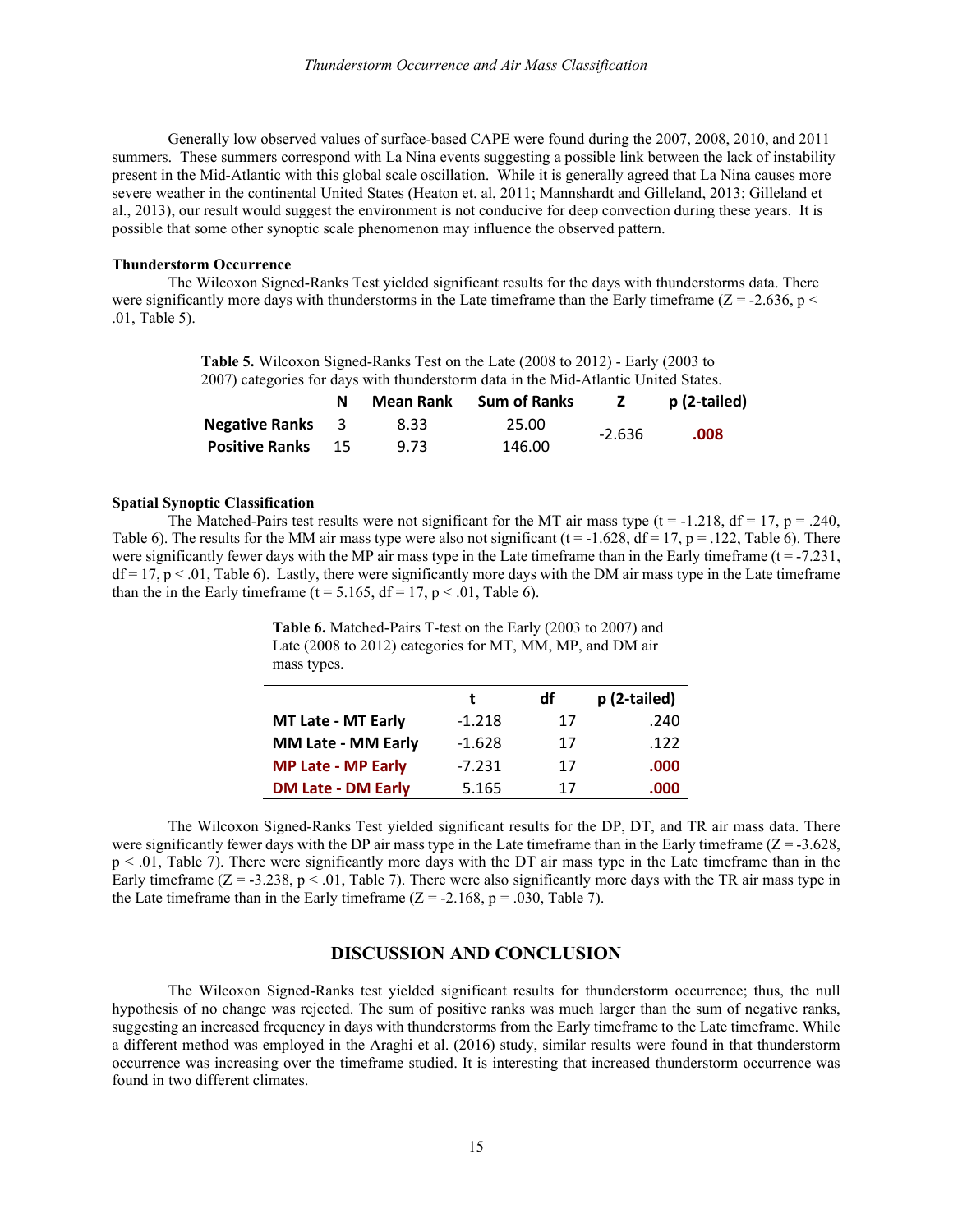Generally low observed values of surface-based CAPE were found during the 2007, 2008, 2010, and 2011 summers. These summers correspond with La Nina events suggesting a possible link between the lack of instability present in the Mid-Atlantic with this global scale oscillation. While it is generally agreed that La Nina causes more severe weather in the continental United States (Heaton et. al, 2011; Mannshardt and Gilleland, 2013; Gilleland et al., 2013), our result would suggest the environment is not conducive for deep convection during these years. It is possible that some other synoptic scale phenomenon may influence the observed pattern.

**Thunderstorm Occurrence**

The Wilcoxon Signed-Ranks Test yielded significant results for the days with thunderstorms data. There were significantly more days with thunderstorms in the Late timeframe than the Early timeframe ($Z = -2.636$, $p < .01$, Table 5).

**Table 5.** Wilcoxon Signed-Ranks Test on the Late (2008 to 2012) - Early (2003 to 2007) categories for days with thunderstorm data in the Mid-Atlantic United States.

| | N | Mean Rank | Sum of Ranks | Z | p (2-tailed) |
|---|---|---|---|---|---|
| **Negative Ranks** | 3 | 8.33 | 25.00 | -2.636 | **.008** |
| **Positive Ranks** | 15 | 9.73 | 146.00 | | |

**Spatial Synoptic Classification**

The Matched-Pairs test results were not significant for the MT air mass type ($t = -1.218$, $df = 17$, $p = .240$, Table 6). The results for the MM air mass type were also not significant ($t = -1.628$, $df = 17$, $p = .122$, Table 6). There were significantly fewer days with the MP air mass type in the Late timeframe than in the Early timeframe ($t = -7.231$, $df = 17$, $p < .01$, Table 6). Lastly, there were significantly more days with the DM air mass type in the Late timeframe than the in the Early timeframe ($t = 5.165$, $df = 17$, $p < .01$, Table 6).

**Table 6.** Matched-Pairs T-test on the Early (2003 to 2007) and Late (2008 to 2012) categories for MT, MM, MP, and DM air mass types.

| | t | df | p (2-tailed) |
|---|---|---|---|
| **MT Late - MT Early** | -1.218 | 17 | .240 |
| **MM Late - MM Early** | -1.628 | 17 | .122 |
| **MP Late - MP Early** | -7.231 | 17 | **.000** |
| **DM Late - DM Early** | 5.165 | 17 | **.000** |

The Wilcoxon Signed-Ranks Test yielded significant results for the DP, DT, and TR air mass data. There were significantly fewer days with the DP air mass type in the Late timeframe than in the Early timeframe ($Z = -3.628$, $p < .01$, Table 7). There were significantly more days with the DT air mass type in the Late timeframe than in the Early timeframe ($Z = -3.238$, $p < .01$, Table 7). There were also significantly more days with the TR air mass type in the Late timeframe than in the Early timeframe ($Z = -2.168$, $p = .030$, Table 7).

## DISCUSSION AND CONCLUSION

The Wilcoxon Signed-Ranks test yielded significant results for thunderstorm occurrence; thus, the null hypothesis of no change was rejected. The sum of positive ranks was much larger than the sum of negative ranks, suggesting an increased frequency in days with thunderstorms from the Early timeframe to the Late timeframe. While a different method was employed in the Araghi et al. (2016) study, similar results were found in that thunderstorm occurrence was increasing over the timeframe studied. It is interesting that increased thunderstorm occurrence was found in two different climates.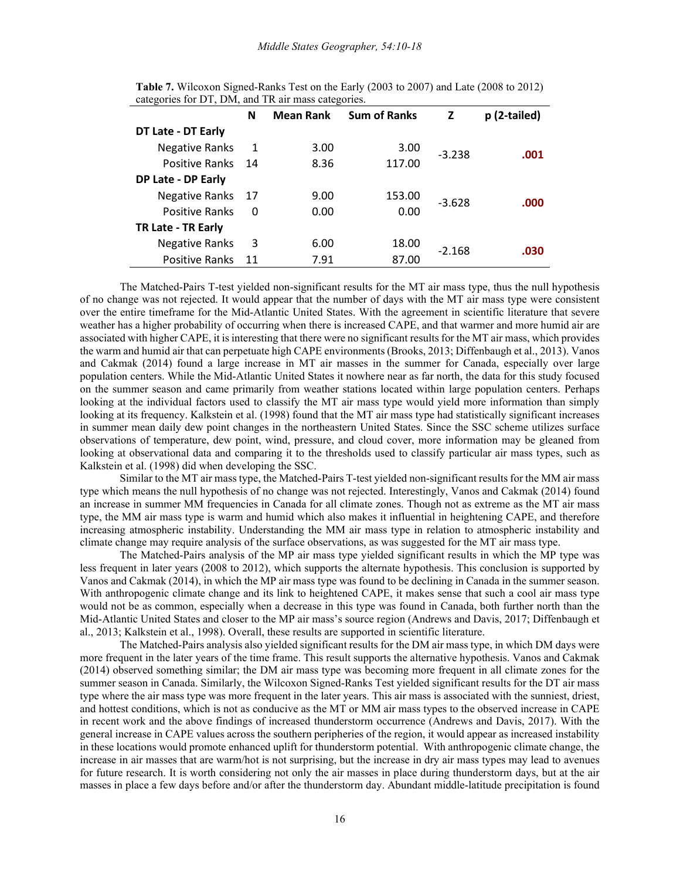**Table 7.** Wilcoxon Signed-Ranks Test on the Early (2003 to 2007) and Late (2008 to 2012) categories for DT, DM, and TR air mass categories.

| | N | Mean Rank | Sum of Ranks | Z | p (2-tailed) |
|---|---|---|---|---|---|
| **DT Late - DT Early** | | | | | |
| Negative Ranks | 1 | 3.00 | 3.00 | -3.238 | **.001** |
| Positive Ranks | 14 | 8.36 | 117.00 | | |
| **DP Late - DP Early** | | | | | |
| Negative Ranks | 17 | 9.00 | 153.00 | -3.628 | **.000** |
| Positive Ranks | 0 | 0.00 | 0.00 | | |
| **TR Late - TR Early** | | | | | |
| Negative Ranks | 3 | 6.00 | 18.00 | -2.168 | **.030** |
| Positive Ranks | 11 | 7.91 | 87.00 | | |

The Matched-Pairs T-test yielded non-significant results for the MT air mass type, thus the null hypothesis of no change was not rejected. It would appear that the number of days with the MT air mass type were consistent over the entire timeframe for the Mid-Atlantic United States. With the agreement in scientific literature that severe weather has a higher probability of occurring when there is increased CAPE, and that warmer and more humid air are associated with higher CAPE, it is interesting that there were no significant results for the MT air mass, which provides the warm and humid air that can perpetuate high CAPE environments (Brooks, 2013; Diffenbaugh et al., 2013). Vanos and Cakmak (2014) found a large increase in MT air masses in the summer for Canada, especially over large population centers. While the Mid-Atlantic United States it nowhere near as far north, the data for this study focused on the summer season and came primarily from weather stations located within large population centers. Perhaps looking at the individual factors used to classify the MT air mass type would yield more information than simply looking at its frequency. Kalkstein et al. (1998) found that the MT air mass type had statistically significant increases in summer mean daily dew point changes in the northeastern United States. Since the SSC scheme utilizes surface observations of temperature, dew point, wind, pressure, and cloud cover, more information may be gleaned from looking at observational data and comparing it to the thresholds used to classify particular air mass types, such as Kalkstein et al. (1998) did when developing the SSC.

Similar to the MT air mass type, the Matched-Pairs T-test yielded non-significant results for the MM air mass type which means the null hypothesis of no change was not rejected. Interestingly, Vanos and Cakmak (2014) found an increase in summer MM frequencies in Canada for all climate zones. Though not as extreme as the MT air mass type, the MM air mass type is warm and humid which also makes it influential in heightening CAPE, and therefore increasing atmospheric instability. Understanding the MM air mass type in relation to atmospheric instability and climate change may require analysis of the surface observations, as was suggested for the MT air mass type.

The Matched-Pairs analysis of the MP air mass type yielded significant results in which the MP type was less frequent in later years (2008 to 2012), which supports the alternate hypothesis. This conclusion is supported by Vanos and Cakmak (2014), in which the MP air mass type was found to be declining in Canada in the summer season. With anthropogenic climate change and its link to heightened CAPE, it makes sense that such a cool air mass type would not be as common, especially when a decrease in this type was found in Canada, both further north than the Mid-Atlantic United States and closer to the MP air mass's source region (Andrews and Davis, 2017; Diffenbaugh et al., 2013; Kalkstein et al., 1998). Overall, these results are supported in scientific literature.

The Matched-Pairs analysis also yielded significant results for the DM air mass type, in which DM days were more frequent in the later years of the time frame. This result supports the alternative hypothesis. Vanos and Cakmak (2014) observed something similar; the DM air mass type was becoming more frequent in all climate zones for the summer season in Canada. Similarly, the Wilcoxon Signed-Ranks Test yielded significant results for the DT air mass type where the air mass type was more frequent in the later years. This air mass is associated with the sunniest, driest, and hottest conditions, which is not as conducive as the MT or MM air mass types to the observed increase in CAPE in recent work and the above findings of increased thunderstorm occurrence (Andrews and Davis, 2017). With the general increase in CAPE values across the southern peripheries of the region, it would appear as increased instability in these locations would promote enhanced uplift for thunderstorm potential. With anthropogenic climate change, the increase in air masses that are warm/hot is not surprising, but the increase in dry air mass types may lead to avenues for future research. It is worth considering not only the air masses in place during thunderstorm days, but at the air masses in place a few days before and/or after the thunderstorm day. Abundant middle-latitude precipitation is found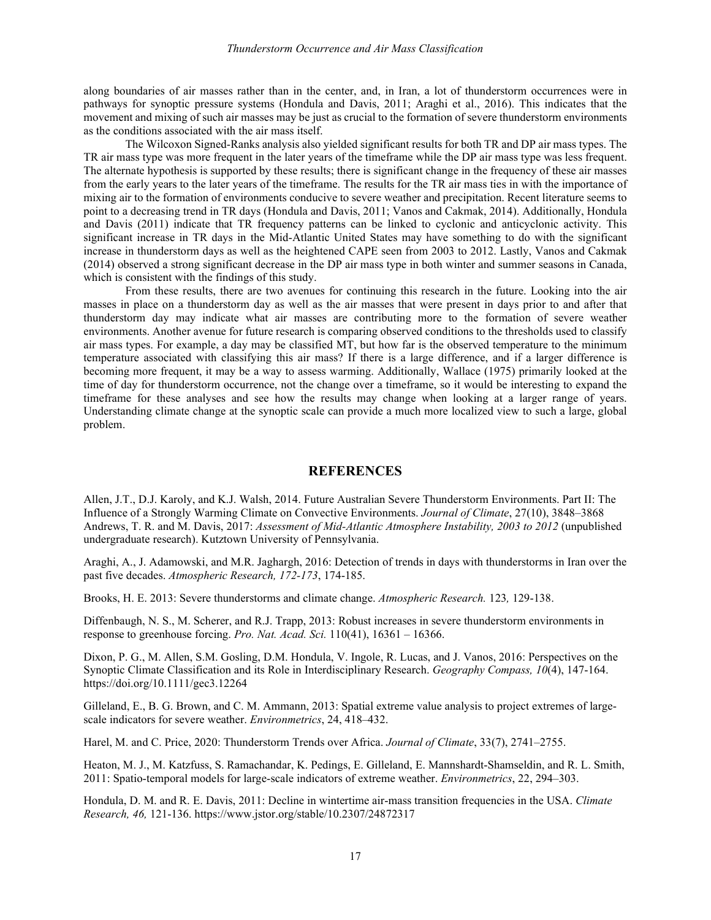along boundaries of air masses rather than in the center, and, in Iran, a lot of thunderstorm occurrences were in pathways for synoptic pressure systems (Hondula and Davis, 2011; Araghi et al., 2016). This indicates that the movement and mixing of such air masses may be just as crucial to the formation of severe thunderstorm environments as the conditions associated with the air mass itself.

The Wilcoxon Signed-Ranks analysis also yielded significant results for both TR and DP air mass types. The TR air mass type was more frequent in the later years of the timeframe while the DP air mass type was less frequent. The alternate hypothesis is supported by these results; there is significant change in the frequency of these air masses from the early years to the later years of the timeframe. The results for the TR air mass ties in with the importance of mixing air to the formation of environments conducive to severe weather and precipitation. Recent literature seems to point to a decreasing trend in TR days (Hondula and Davis, 2011; Vanos and Cakmak, 2014). Additionally, Hondula and Davis (2011) indicate that TR frequency patterns can be linked to cyclonic and anticyclonic activity. This significant increase in TR days in the Mid-Atlantic United States may have something to do with the significant increase in thunderstorm days as well as the heightened CAPE seen from 2003 to 2012. Lastly, Vanos and Cakmak (2014) observed a strong significant decrease in the DP air mass type in both winter and summer seasons in Canada, which is consistent with the findings of this study.

From these results, there are two avenues for continuing this research in the future. Looking into the air masses in place on a thunderstorm day as well as the air masses that were present in days prior to and after that thunderstorm day may indicate what air masses are contributing more to the formation of severe weather environments. Another avenue for future research is comparing observed conditions to the thresholds used to classify air mass types. For example, a day may be classified MT, but how far is the observed temperature to the minimum temperature associated with classifying this air mass? If there is a large difference, and if a larger difference is becoming more frequent, it may be a way to assess warming. Additionally, Wallace (1975) primarily looked at the time of day for thunderstorm occurrence, not the change over a timeframe, so it would be interesting to expand the timeframe for these analyses and see how the results may change when looking at a larger range of years. Understanding climate change at the synoptic scale can provide a much more localized view to such a large, global problem.

## REFERENCES

Allen, J.T., D.J. Karoly, and K.J. Walsh, 2014. Future Australian Severe Thunderstorm Environments. Part II: The Influence of a Strongly Warming Climate on Convective Environments. *Journal of Climate*, 27(10), 3848–3868

Andrews, T. R. and M. Davis, 2017: *Assessment of Mid-Atlantic Atmosphere Instability, 2003 to 2012* (unpublished undergraduate research). Kutztown University of Pennsylvania.

Araghi, A., J. Adamowski, and M.R. Jaghargh, 2016: Detection of trends in days with thunderstorms in Iran over the past five decades. *Atmospheric Research, 172-173*, 174-185.

Brooks, H. E. 2013: Severe thunderstorms and climate change. *Atmospheric Research.* 123*,* 129-138.

Diffenbaugh, N. S., M. Scherer, and R.J. Trapp, 2013: Robust increases in severe thunderstorm environments in response to greenhouse forcing. *Pro. Nat. Acad. Sci.* 110(41), 16361 – 16366.

Dixon, P. G., M. Allen, S.M. Gosling, D.M. Hondula, V. Ingole, R. Lucas, and J. Vanos, 2016: Perspectives on the Synoptic Climate Classification and its Role in Interdisciplinary Research. *Geography Compass, 10*(4), 147-164. https://doi.org/10.1111/gec3.12264

Gilleland, E., B. G. Brown, and C. M. Ammann, 2013: Spatial extreme value analysis to project extremes of large-scale indicators for severe weather. *Environmetrics*, 24, 418–432.

Harel, M. and C. Price, 2020: Thunderstorm Trends over Africa. *Journal of Climate*, 33(7), 2741–2755.

Heaton, M. J., M. Katzfuss, S. Ramachandar, K. Pedings, E. Gilleland, E. Mannshardt-Shamseldin, and R. L. Smith, 2011: Spatio-temporal models for large-scale indicators of extreme weather. *Environmetrics*, 22, 294–303.

Hondula, D. M. and R. E. Davis, 2011: Decline in wintertime air-mass transition frequencies in the USA. *Climate Research, 46,* 121-136. https://www.jstor.org/stable/10.2307/24872317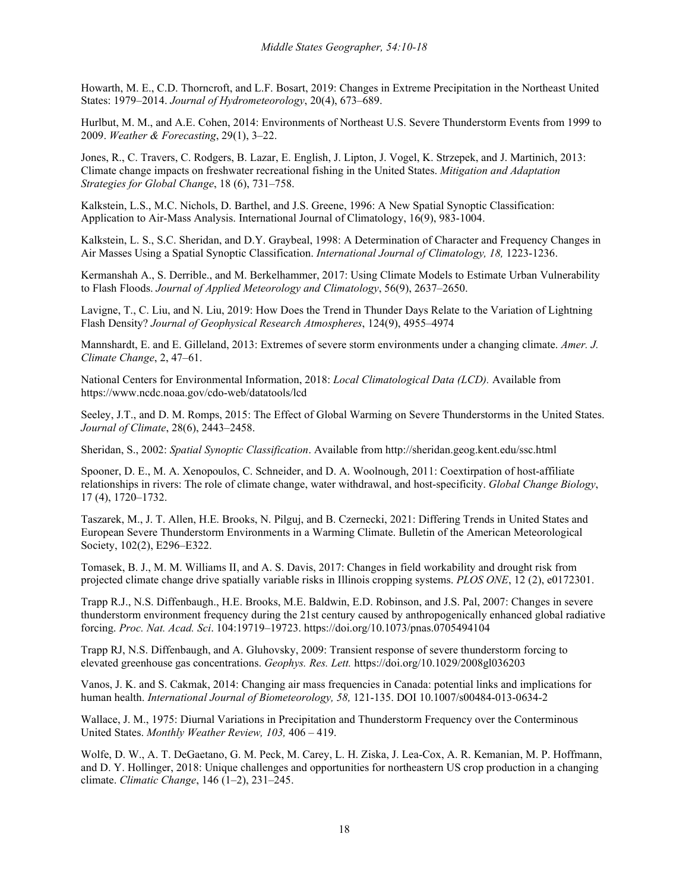Howarth, M. E., C.D. Thorncroft, and L.F. Bosart, 2019: Changes in Extreme Precipitation in the Northeast United States: 1979–2014. *Journal of Hydrometeorology*, 20(4), 673–689.

Hurlbut, M. M., and A.E. Cohen, 2014: Environments of Northeast U.S. Severe Thunderstorm Events from 1999 to 2009. *Weather & Forecasting*, 29(1), 3–22.

Jones, R., C. Travers, C. Rodgers, B. Lazar, E. English, J. Lipton, J. Vogel, K. Strzepek, and J. Martinich, 2013: Climate change impacts on freshwater recreational fishing in the United States. *Mitigation and Adaptation Strategies for Global Change*, 18 (6), 731–758.

Kalkstein, L.S., M.C. Nichols, D. Barthel, and J.S. Greene, 1996: A New Spatial Synoptic Classification: Application to Air-Mass Analysis. International Journal of Climatology, 16(9), 983-1004.

Kalkstein, L. S., S.C. Sheridan, and D.Y. Graybeal, 1998: A Determination of Character and Frequency Changes in Air Masses Using a Spatial Synoptic Classification. *International Journal of Climatology, 18,* 1223-1236.

Kermanshah A., S. Derrible., and M. Berkelhammer, 2017: Using Climate Models to Estimate Urban Vulnerability to Flash Floods. *Journal of Applied Meteorology and Climatology*, 56(9), 2637–2650.

Lavigne, T., C. Liu, and N. Liu, 2019: How Does the Trend in Thunder Days Relate to the Variation of Lightning Flash Density? *Journal of Geophysical Research Atmospheres*, 124(9), 4955–4974

Mannshardt, E. and E. Gilleland, 2013: Extremes of severe storm environments under a changing climate. *Amer. J. Climate Change*, 2, 47–61.

National Centers for Environmental Information, 2018: *Local Climatological Data (LCD).* Available from https://www.ncdc.noaa.gov/cdo-web/datatools/lcd

Seeley, J.T., and D. M. Romps, 2015: The Effect of Global Warming on Severe Thunderstorms in the United States. *Journal of Climate*, 28(6), 2443–2458.

Sheridan, S., 2002: *Spatial Synoptic Classification*. Available from http://sheridan.geog.kent.edu/ssc.html

Spooner, D. E., M. A. Xenopoulos, C. Schneider, and D. A. Woolnough, 2011: Coextirpation of host-affiliate relationships in rivers: The role of climate change, water withdrawal, and host-specificity. *Global Change Biology*, 17 (4), 1720–1732.

Taszarek, M., J. T. Allen, H.E. Brooks, N. Pilguj, and B. Czernecki, 2021: Differing Trends in United States and European Severe Thunderstorm Environments in a Warming Climate. Bulletin of the American Meteorological Society, 102(2), E296–E322.

Tomasek, B. J., M. M. Williams II, and A. S. Davis, 2017: Changes in field workability and drought risk from projected climate change drive spatially variable risks in Illinois cropping systems. *PLOS ONE*, 12 (2), e0172301.

Trapp R.J., N.S. Diffenbaugh., H.E. Brooks, M.E. Baldwin, E.D. Robinson, and J.S. Pal, 2007: Changes in severe thunderstorm environment frequency during the 21st century caused by anthropogenically enhanced global radiative forcing. *Proc. Nat. Acad. Sci*. 104:19719–19723. https://doi.org/10.1073/pnas.0705494104

Trapp RJ, N.S. Diffenbaugh, and A. Gluhovsky, 2009: Transient response of severe thunderstorm forcing to elevated greenhouse gas concentrations. *Geophys. Res. Lett.* https://doi.org/10.1029/2008gl036203

Vanos, J. K. and S. Cakmak, 2014: Changing air mass frequencies in Canada: potential links and implications for human health. *International Journal of Biometeorology, 58,* 121-135. DOI 10.1007/s00484-013-0634-2

Wallace, J. M., 1975: Diurnal Variations in Precipitation and Thunderstorm Frequency over the Conterminous United States. *Monthly Weather Review, 103,* 406 – 419.

Wolfe, D. W., A. T. DeGaetano, G. M. Peck, M. Carey, L. H. Ziska, J. Lea-Cox, A. R. Kemanian, M. P. Hoffmann, and D. Y. Hollinger, 2018: Unique challenges and opportunities for northeastern US crop production in a changing climate. *Climatic Change*, 146 (1–2), 231–245.